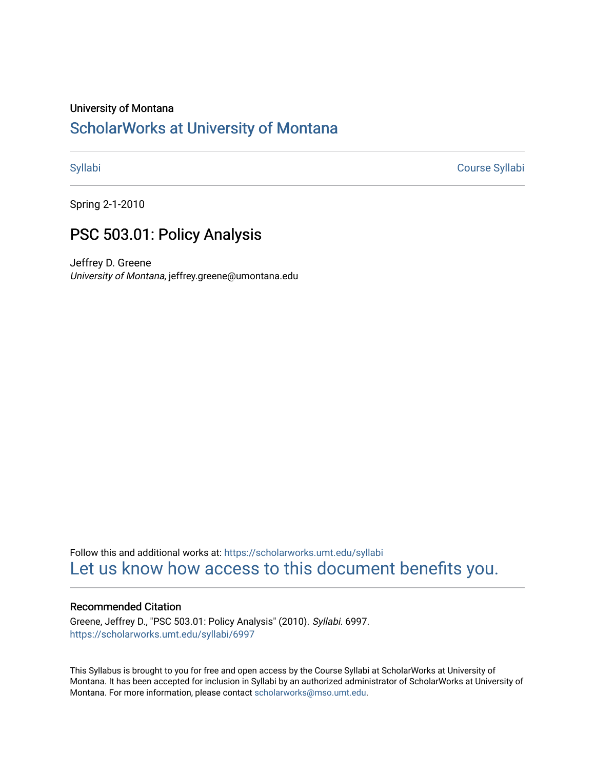University of Montana

# ScholarWorks at University of Montana

Syllabi | Course Syllabi

Spring 2-1-2010

## PSC 503.01: Policy Analysis

Jeffrey D. Greene
*University of Montana*, jeffrey.greene@umontana.edu

Follow this and additional works at: https://scholarworks.umt.edu/syllabi
Let us know how access to this document benefits you.

### Recommended Citation

Greene, Jeffrey D., "PSC 503.01: Policy Analysis" (2010). *Syllabi*. 6997.
https://scholarworks.umt.edu/syllabi/6997

This Syllabus is brought to you for free and open access by the Course Syllabi at ScholarWorks at University of Montana. It has been accepted for inclusion in Syllabi by an authorized administrator of ScholarWorks at University of Montana. For more information, please contact scholarworks@mso.umt.edu.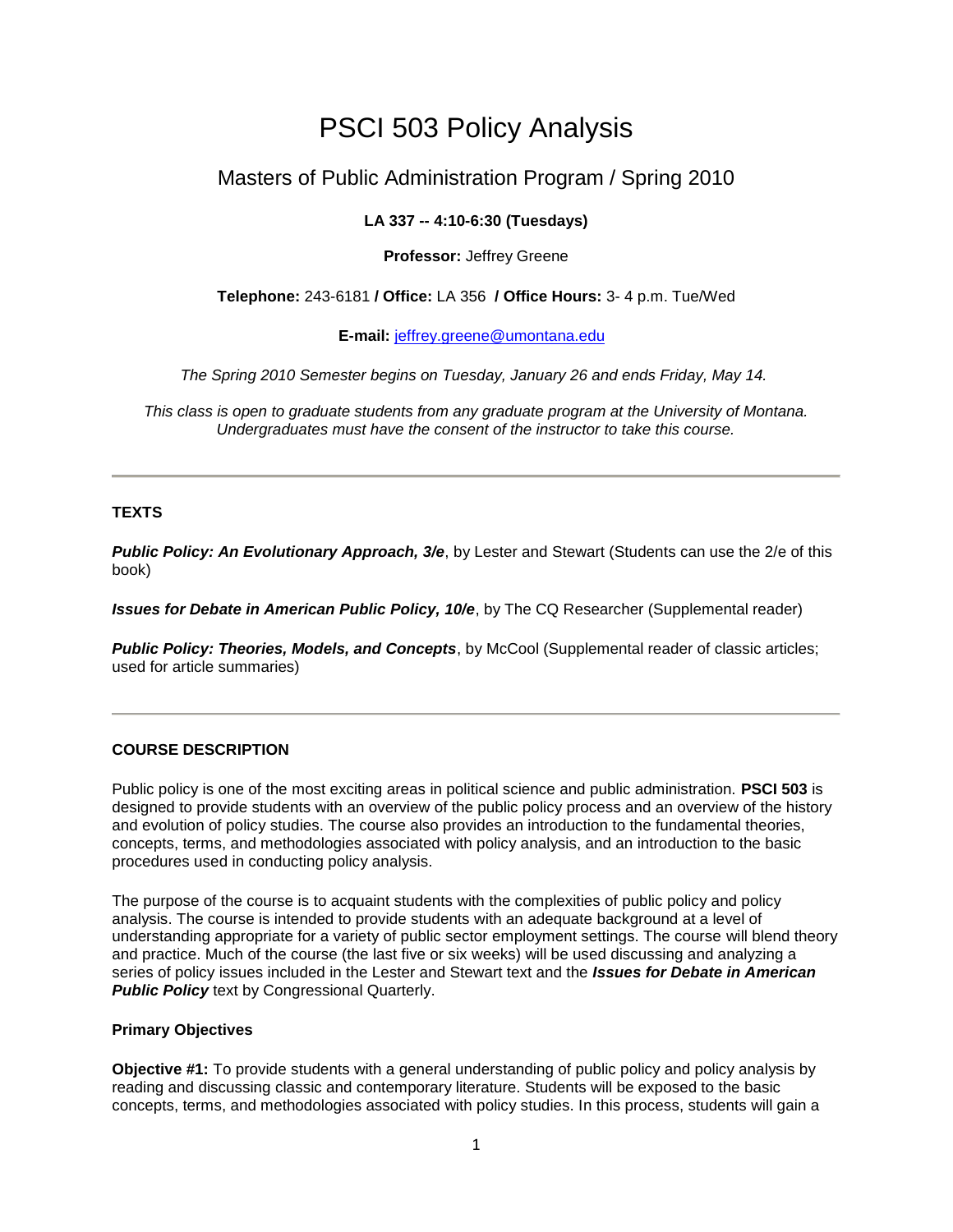# PSCI 503 Policy Analysis

## Masters of Public Administration Program / Spring 2010

**LA 337 -- 4:10-6:30 (Tuesdays)**

**Professor:** Jeffrey Greene

**Telephone:** 243-6181 **/ Office:** LA 356 **/ Office Hours:** 3- 4 p.m. Tue/Wed

**E-mail:** jeffrey.greene@umontana.edu

*The Spring 2010 Semester begins on Tuesday, January 26 and ends Friday, May 14.*

*This class is open to graduate students from any graduate program at the University of Montana. Undergraduates must have the consent of the instructor to take this course.*

---

### TEXTS

***Public Policy: An Evolutionary Approach, 3/e***, by Lester and Stewart (Students can use the 2/e of this book)

***Issues for Debate in American Public Policy, 10/e***, by The CQ Researcher (Supplemental reader)

***Public Policy: Theories, Models, and Concepts***, by McCool (Supplemental reader of classic articles; used for article summaries)

---

### COURSE DESCRIPTION

Public policy is one of the most exciting areas in political science and public administration. **PSCI 503** is designed to provide students with an overview of the public policy process and an overview of the history and evolution of policy studies. The course also provides an introduction to the fundamental theories, concepts, terms, and methodologies associated with policy analysis, and an introduction to the basic procedures used in conducting policy analysis.

The purpose of the course is to acquaint students with the complexities of public policy and policy analysis. The course is intended to provide students with an adequate background at a level of understanding appropriate for a variety of public sector employment settings. The course will blend theory and practice. Much of the course (the last five or six weeks) will be used discussing and analyzing a series of policy issues included in the Lester and Stewart text and the ***Issues for Debate in American Public Policy*** text by Congressional Quarterly.

#### Primary Objectives

**Objective #1:** To provide students with a general understanding of public policy and policy analysis by reading and discussing classic and contemporary literature. Students will be exposed to the basic concepts, terms, and methodologies associated with policy studies. In this process, students will gain a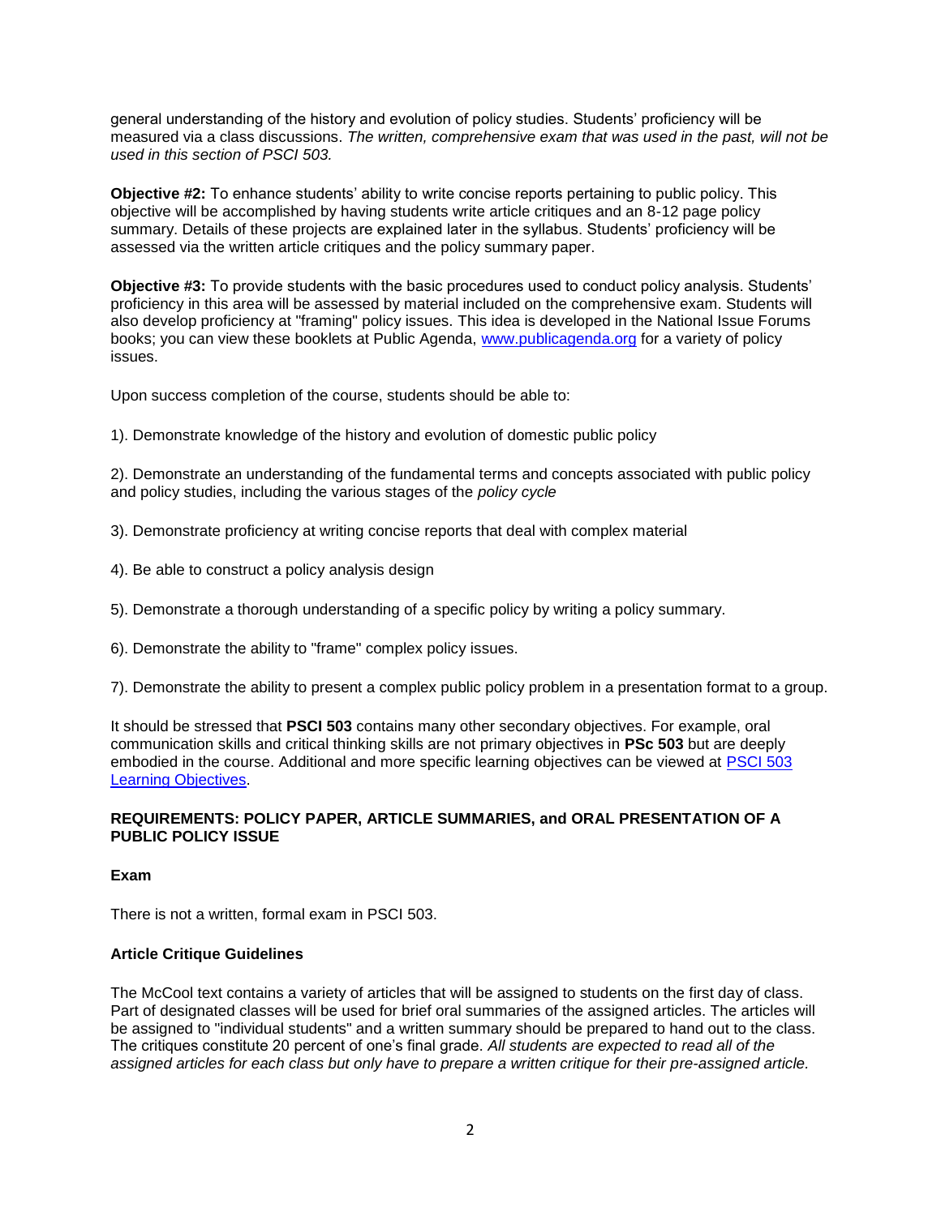general understanding of the history and evolution of policy studies. Students' proficiency will be measured via a class discussions. *The written, comprehensive exam that was used in the past, will not be used in this section of PSCI 503.*

**Objective #2:** To enhance students' ability to write concise reports pertaining to public policy. This objective will be accomplished by having students write article critiques and an 8-12 page policy summary. Details of these projects are explained later in the syllabus. Students' proficiency will be assessed via the written article critiques and the policy summary paper.

**Objective #3:** To provide students with the basic procedures used to conduct policy analysis. Students' proficiency in this area will be assessed by material included on the comprehensive exam. Students will also develop proficiency at "framing" policy issues. This idea is developed in the National Issue Forums books; you can view these booklets at Public Agenda, [www.publicagenda.org](www.publicagenda.org) for a variety of policy issues.

Upon success completion of the course, students should be able to:

1). Demonstrate knowledge of the history and evolution of domestic public policy

2). Demonstrate an understanding of the fundamental terms and concepts associated with public policy and policy studies, including the various stages of the *policy cycle*

3). Demonstrate proficiency at writing concise reports that deal with complex material

4). Be able to construct a policy analysis design

5). Demonstrate a thorough understanding of a specific policy by writing a policy summary.

6). Demonstrate the ability to "frame" complex policy issues.

7). Demonstrate the ability to present a complex public policy problem in a presentation format to a group.

It should be stressed that **PSCI 503** contains many other secondary objectives. For example, oral communication skills and critical thinking skills are not primary objectives in **PSc 503** but are deeply embodied in the course. Additional and more specific learning objectives can be viewed at PSCI 503 Learning Objectives.

### REQUIREMENTS: POLICY PAPER, ARTICLE SUMMARIES, and ORAL PRESENTATION OF A PUBLIC POLICY ISSUE

#### Exam

There is not a written, formal exam in PSCI 503.

#### Article Critique Guidelines

The McCool text contains a variety of articles that will be assigned to students on the first day of class. Part of designated classes will be used for brief oral summaries of the assigned articles. The articles will be assigned to "individual students" and a written summary should be prepared to hand out to the class. The critiques constitute 20 percent of one's final grade. *All students are expected to read all of the assigned articles for each class but only have to prepare a written critique for their pre-assigned article.*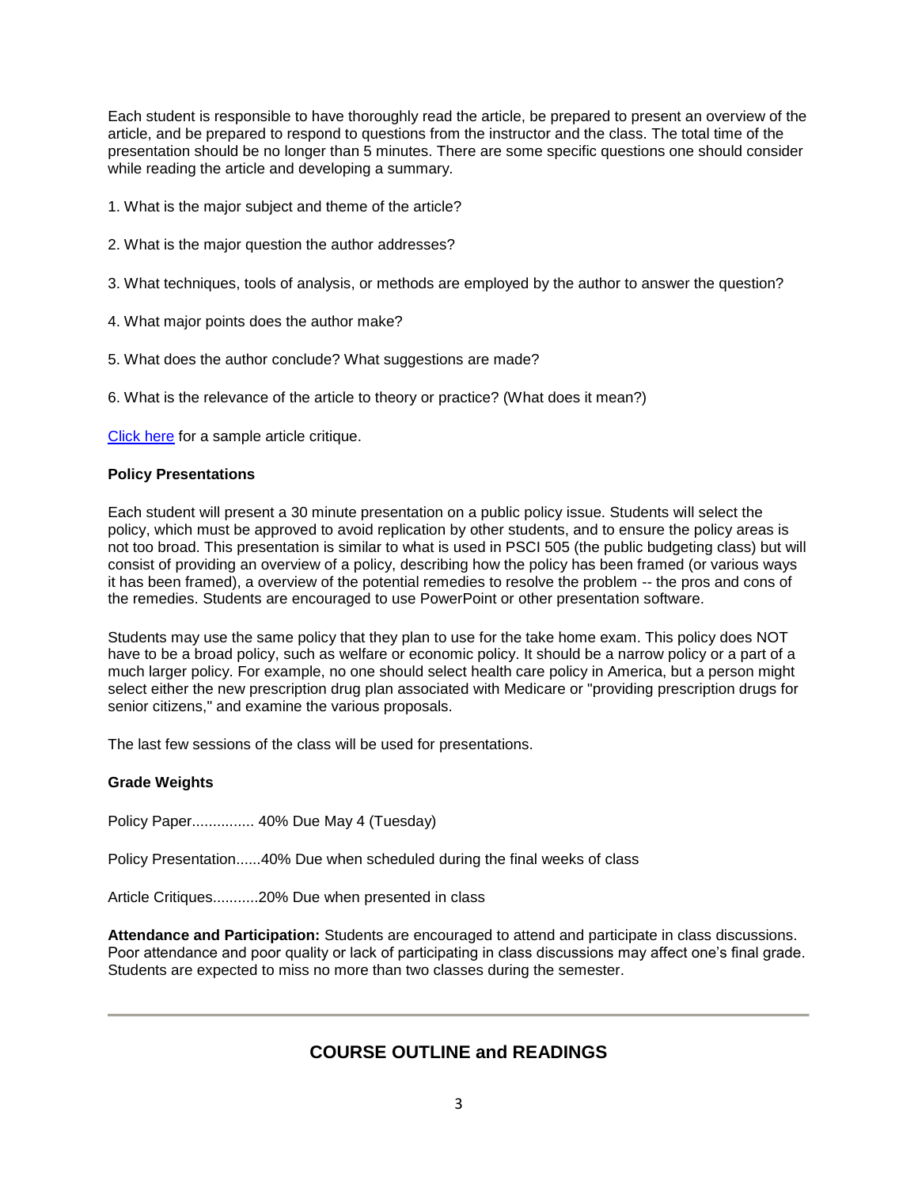Each student is responsible to have thoroughly read the article, be prepared to present an overview of the article, and be prepared to respond to questions from the instructor and the class. The total time of the presentation should be no longer than 5 minutes. There are some specific questions one should consider while reading the article and developing a summary.

1. What is the major subject and theme of the article?

2. What is the major question the author addresses?

3. What techniques, tools of analysis, or methods are employed by the author to answer the question?

4. What major points does the author make?

5. What does the author conclude? What suggestions are made?

6. What is the relevance of the article to theory or practice? (What does it mean?)

Click here for a sample article critique.

**Policy Presentations**

Each student will present a 30 minute presentation on a public policy issue. Students will select the policy, which must be approved to avoid replication by other students, and to ensure the policy areas is not too broad. This presentation is similar to what is used in PSCI 505 (the public budgeting class) but will consist of providing an overview of a policy, describing how the policy has been framed (or various ways it has been framed), a overview of the potential remedies to resolve the problem -- the pros and cons of the remedies. Students are encouraged to use PowerPoint or other presentation software.

Students may use the same policy that they plan to use for the take home exam. This policy does NOT have to be a broad policy, such as welfare or economic policy. It should be a narrow policy or a part of a much larger policy. For example, no one should select health care policy in America, but a person might select either the new prescription drug plan associated with Medicare or "providing prescription drugs for senior citizens," and examine the various proposals.

The last few sessions of the class will be used for presentations.

**Grade Weights**

Policy Paper............... 40% Due May 4 (Tuesday)

Policy Presentation......40% Due when scheduled during the final weeks of class

Article Critiques...........20% Due when presented in class

**Attendance and Participation:** Students are encouraged to attend and participate in class discussions. Poor attendance and poor quality or lack of participating in class discussions may affect one's final grade. Students are expected to miss no more than two classes during the semester.

---

## COURSE OUTLINE and READINGS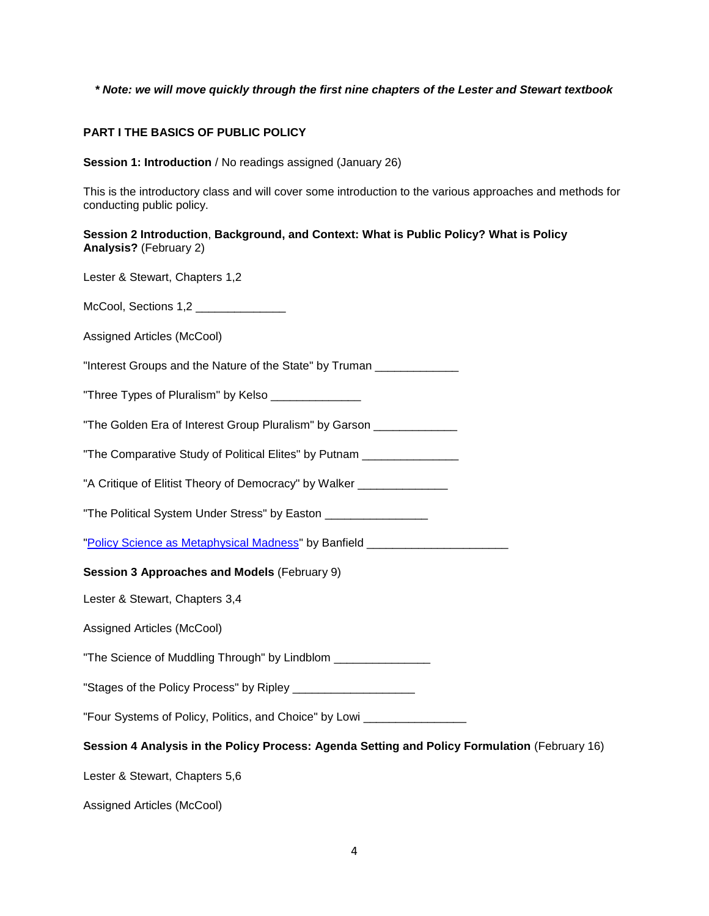***\* Note: we will move quickly through the first nine chapters of the Lester and Stewart textbook***

**PART I THE BASICS OF PUBLIC POLICY**

**Session 1: Introduction** / No readings assigned (January 26)

This is the introductory class and will cover some introduction to the various approaches and methods for conducting public policy.

**Session 2 Introduction**, **Background, and Context: What is Public Policy? What is Policy Analysis?** (February 2)

Lester & Stewart, Chapters 1,2

McCool, Sections 1,2 ______________

Assigned Articles (McCool)

"Interest Groups and the Nature of the State" by Truman _____________

"Three Types of Pluralism" by Kelso ______________

"The Golden Era of Interest Group Pluralism" by Garson _____________

"The Comparative Study of Political Elites" by Putnam _______________

"A Critique of Elitist Theory of Democracy" by Walker ______________

"The Political System Under Stress" by Easton ________________

"Policy Science as Metaphysical Madness" by Banfield ______________________

**Session 3 Approaches and Models** (February 9)

Lester & Stewart, Chapters 3,4

Assigned Articles (McCool)

"The Science of Muddling Through" by Lindblom _______________

"Stages of the Policy Process" by Ripley ___________________

"Four Systems of Policy, Politics, and Choice" by Lowi ________________

**Session 4 Analysis in the Policy Process: Agenda Setting and Policy Formulation** (February 16)

Lester & Stewart, Chapters 5,6

Assigned Articles (McCool)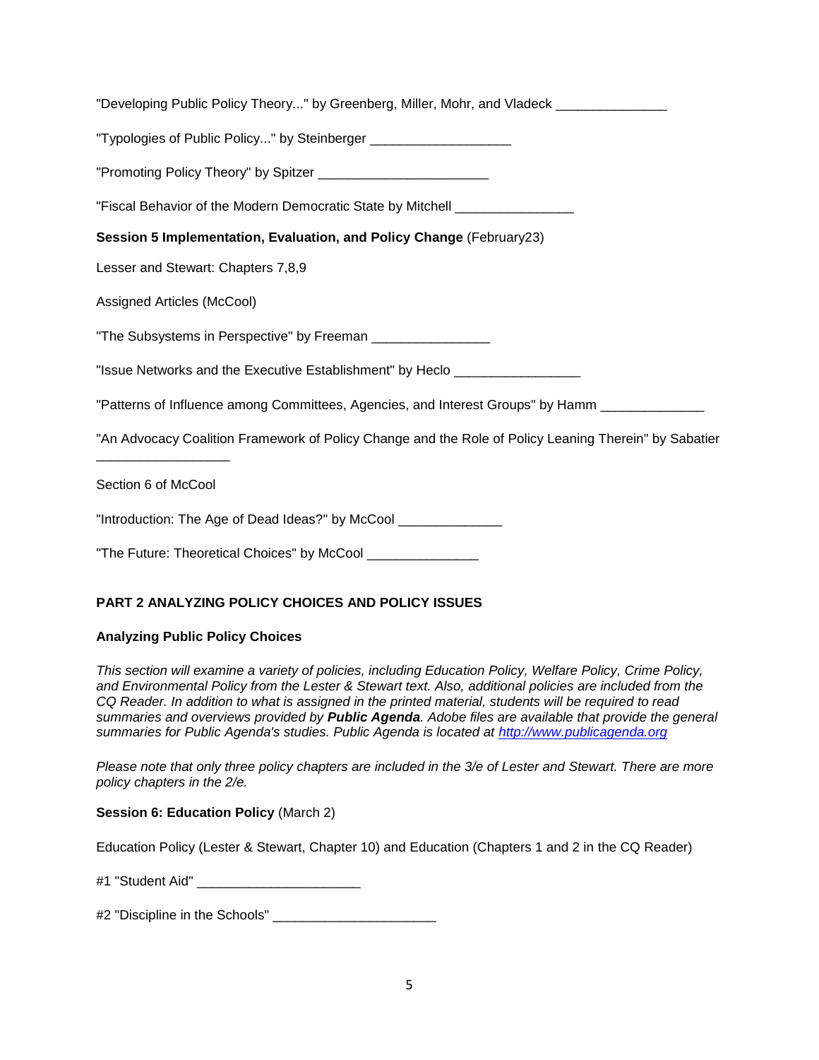"Developing Public Policy Theory..." by Greenberg, Miller, Mohr, and Vladeck _______________

"Typologies of Public Policy..." by Steinberger ___________________

"Promoting Policy Theory" by Spitzer _______________________

"Fiscal Behavior of the Modern Democratic State by Mitchell ________________

**Session 5 Implementation, Evaluation, and Policy Change** (February23)

Lesser and Stewart: Chapters 7,8,9

Assigned Articles (McCool)

"The Subsystems in Perspective" by Freeman ________________

"Issue Networks and the Executive Establishment" by Heclo _________________

"Patterns of Influence among Committees, Agencies, and Interest Groups" by Hamm ______________

"An Advocacy Coalition Framework of Policy Change and the Role of Policy Leaning Therein" by Sabatier __________________

Section 6 of McCool

"Introduction: The Age of Dead Ideas?" by McCool ______________

"The Future: Theoretical Choices" by McCool _______________

## PART 2 ANALYZING POLICY CHOICES AND POLICY ISSUES

### Analyzing Public Policy Choices

*This section will examine a variety of policies, including Education Policy, Welfare Policy, Crime Policy, and Environmental Policy from the Lester & Stewart text. Also, additional policies are included from the CQ Reader. In addition to what is assigned in the printed material, students will be required to read summaries and overviews provided by* ***Public Agenda****. Adobe files are available that provide the general summaries for Public Agenda's studies. Public Agenda is located at* [*http://www.publicagenda.org*](http://www.publicagenda.org)

*Please note that only three policy chapters are included in the 3/e of Lester and Stewart. There are more policy chapters in the 2/e.*

**Session 6: Education Policy** (March 2)

Education Policy (Lester & Stewart, Chapter 10) and Education (Chapters 1 and 2 in the CQ Reader)

#1 "Student Aid" ______________________

#2 "Discipline in the Schools" ______________________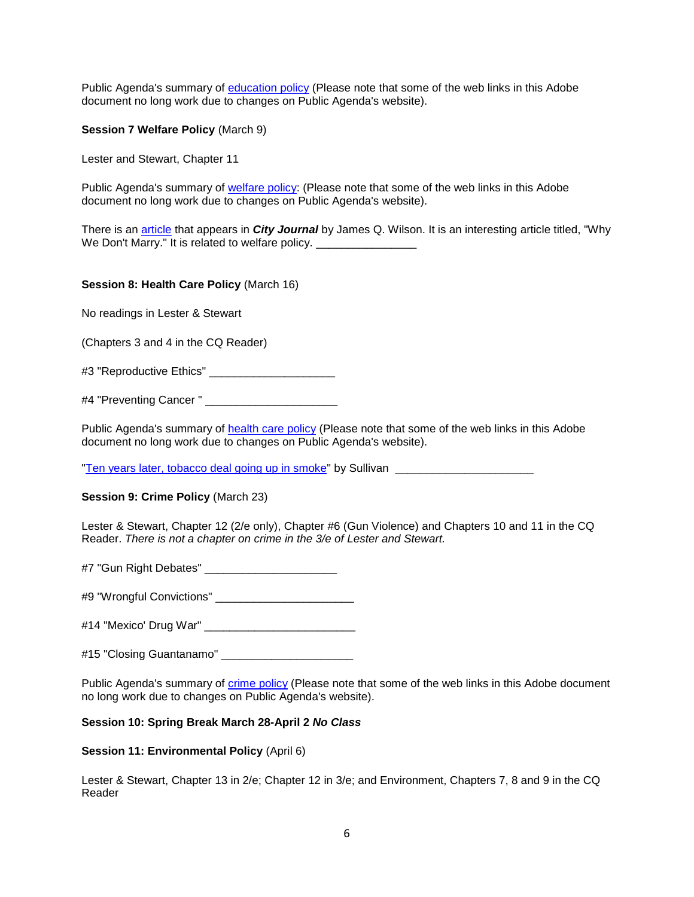Public Agenda's summary of education policy (Please note that some of the web links in this Adobe document no long work due to changes on Public Agenda's website).

**Session 7 Welfare Policy** (March 9)

Lester and Stewart, Chapter 11

Public Agenda's summary of welfare policy: (Please note that some of the web links in this Adobe document no long work due to changes on Public Agenda's website).

There is an article that appears in ***City Journal*** by James Q. Wilson. It is an interesting article titled, "Why We Don't Marry." It is related to welfare policy. ________________

**Session 8: Health Care Policy** (March 16)

No readings in Lester & Stewart

(Chapters 3 and 4 in the CQ Reader)

#3 "Reproductive Ethics" ____________________

#4 "Preventing Cancer " _____________________

Public Agenda's summary of health care policy (Please note that some of the web links in this Adobe document no long work due to changes on Public Agenda's website).

"Ten years later, tobacco deal going up in smoke" by Sullivan ______________________

**Session 9: Crime Policy** (March 23)

Lester & Stewart, Chapter 12 (2/e only), Chapter #6 (Gun Violence) and Chapters 10 and 11 in the CQ Reader. *There is not a chapter on crime in the 3/e of Lester and Stewart.*

#7 "Gun Right Debates" _____________________

#9 "Wrongful Convictions" ______________________

#14 "Mexico' Drug War" ________________________

#15 "Closing Guantanamo" _____________________

Public Agenda's summary of crime policy (Please note that some of the web links in this Adobe document no long work due to changes on Public Agenda's website).

**Session 10: Spring Break March 28-April 2 *No Class***

**Session 11: Environmental Policy** (April 6)

Lester & Stewart, Chapter 13 in 2/e; Chapter 12 in 3/e; and Environment, Chapters 7, 8 and 9 in the CQ Reader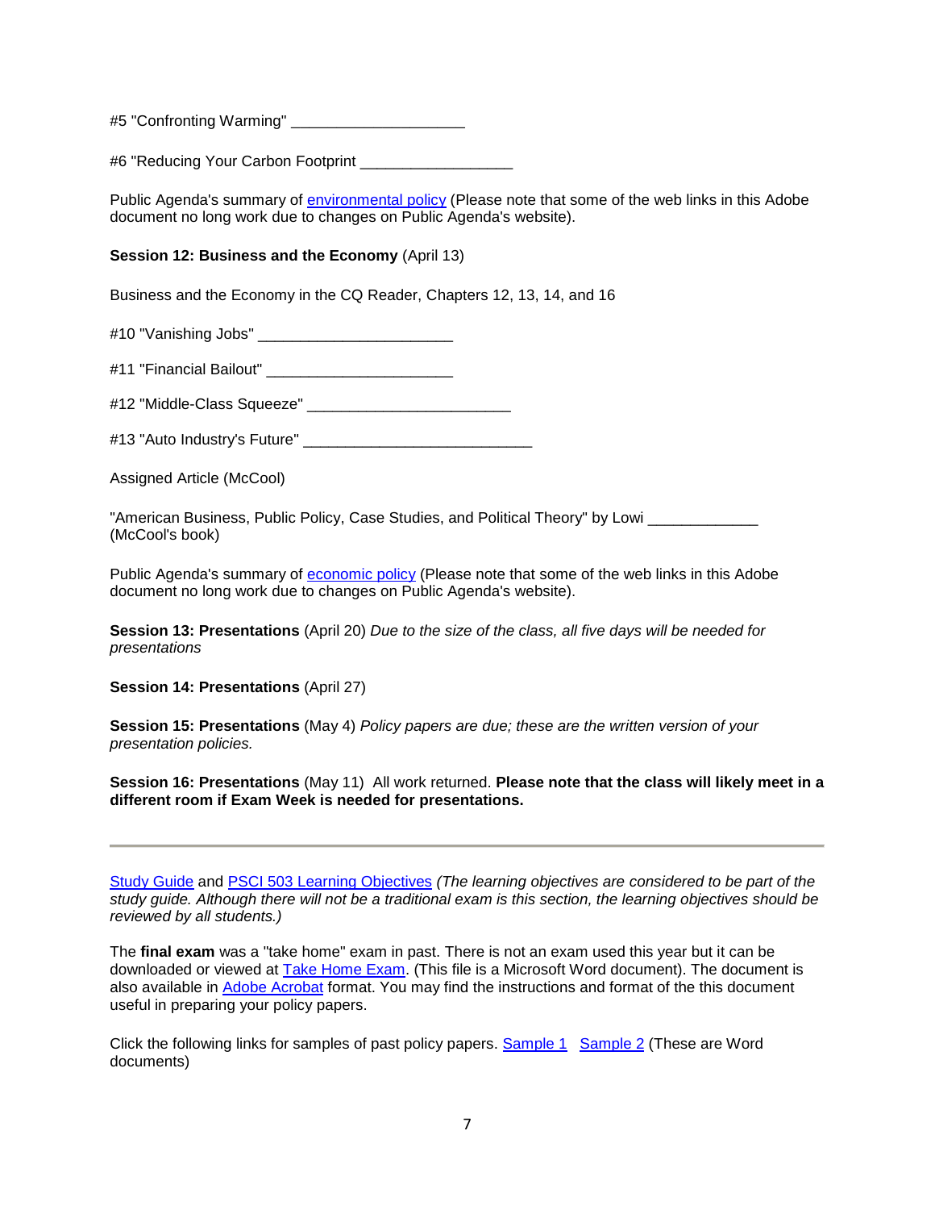#5 "Confronting Warming" ____________________

#6 "Reducing Your Carbon Footprint __________________

Public Agenda's summary of environmental policy (Please note that some of the web links in this Adobe document no long work due to changes on Public Agenda's website).

**Session 12: Business and the Economy** (April 13)

Business and the Economy in the CQ Reader, Chapters 12, 13, 14, and 16

#10 "Vanishing Jobs" ______________________

#11 "Financial Bailout" ______________________

#12 "Middle-Class Squeeze" ________________________

#13 "Auto Industry's Future" ___________________________

Assigned Article (McCool)

"American Business, Public Policy, Case Studies, and Political Theory" by Lowi _____________ (McCool's book)

Public Agenda's summary of economic policy (Please note that some of the web links in this Adobe document no long work due to changes on Public Agenda's website).

**Session 13: Presentations** (April 20) *Due to the size of the class, all five days will be needed for presentations*

**Session 14: Presentations** (April 27)

**Session 15: Presentations** (May 4) *Policy papers are due; these are the written version of your presentation policies.*

**Session 16: Presentations** (May 11) All work returned. **Please note that the class will likely meet in a different room if Exam Week is needed for presentations.**

---

Study Guide and PSCI 503 Learning Objectives *(The learning objectives are considered to be part of the study guide. Although there will not be a traditional exam is this section, the learning objectives should be reviewed by all students.)*

The **final exam** was a "take home" exam in past. There is not an exam used this year but it can be downloaded or viewed at Take Home Exam. (This file is a Microsoft Word document). The document is also available in Adobe Acrobat format. You may find the instructions and format of the this document useful in preparing your policy papers.

Click the following links for samples of past policy papers. Sample 1 Sample 2 (These are Word documents)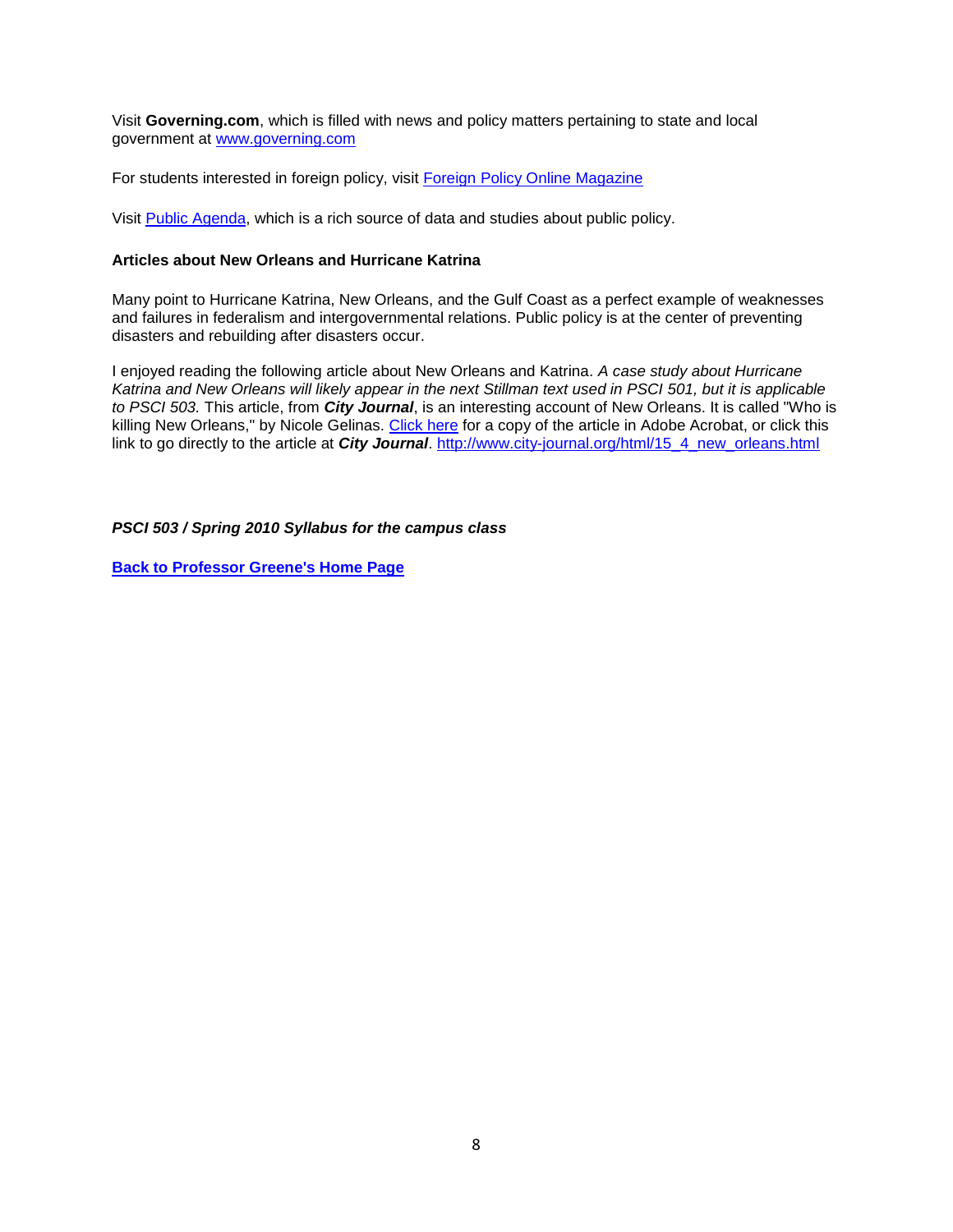Visit **Governing.com**, which is filled with news and policy matters pertaining to state and local government at [www.governing.com](http://www.governing.com)

For students interested in foreign policy, visit [Foreign Policy Online Magazine]()

Visit [Public Agenda](), which is a rich source of data and studies about public policy.

**Articles about New Orleans and Hurricane Katrina**

Many point to Hurricane Katrina, New Orleans, and the Gulf Coast as a perfect example of weaknesses and failures in federalism and intergovernmental relations. Public policy is at the center of preventing disasters and rebuilding after disasters occur.

I enjoyed reading the following article about New Orleans and Katrina. *A case study about Hurricane Katrina and New Orleans will likely appear in the next Stillman text used in PSCI 501, but it is applicable to PSCI 503.* This article, from ***City Journal***, is an interesting account of New Orleans. It is called "Who is killing New Orleans," by Nicole Gelinas. [Click here]() for a copy of the article in Adobe Acrobat, or click this link to go directly to the article at ***City Journal***. [http://www.city-journal.org/html/15_4_new_orleans.html](http://www.city-journal.org/html/15_4_new_orleans.html)

***PSCI 503 / Spring 2010 Syllabus for the campus class***

[**Back to Professor Greene's Home Page**]()